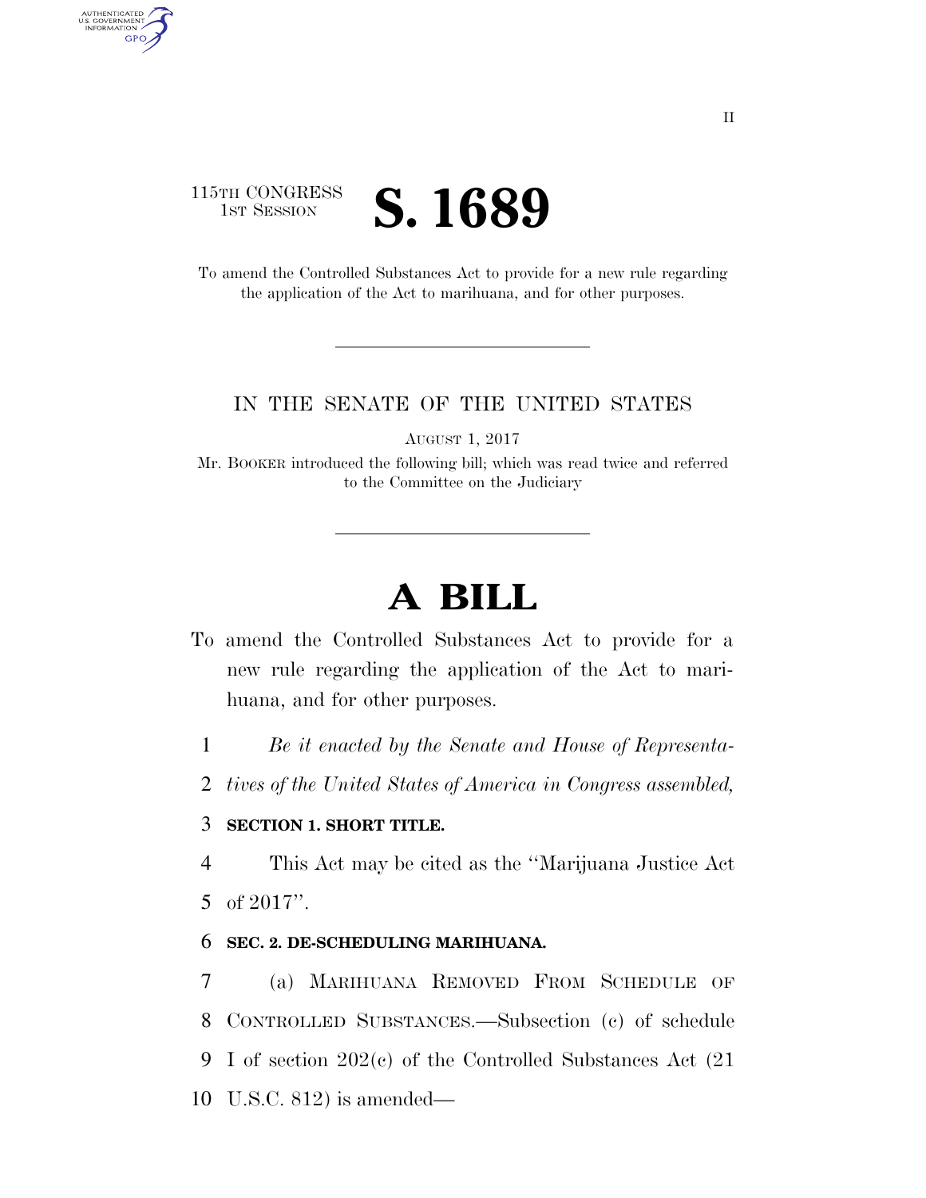115TH CONGRESS
1ST SESSION

# S. 1689

To amend the Controlled Substances Act to provide for a new rule regarding the application of the Act to marihuana, and for other purposes.

IN THE SENATE OF THE UNITED STATES

AUGUST 1, 2017

Mr. BOOKER introduced the following bill; which was read twice and referred to the Committee on the Judiciary

# A BILL

To amend the Controlled Substances Act to provide for a new rule regarding the application of the Act to marihuana, and for other purposes.

1 *Be it enacted by the Senate and House of Representa-*
2 *tives of the United States of America in Congress assembled,*

3 **SECTION 1. SHORT TITLE.**

4 This Act may be cited as the ''Marijuana Justice Act
5 of 2017''.

6 **SEC. 2. DE-SCHEDULING MARIHUANA.**

7 (a) MARIHUANA REMOVED FROM SCHEDULE OF
8 CONTROLLED SUBSTANCES.—Subsection (c) of schedule
9 I of section 202(c) of the Controlled Substances Act (21
10 U.S.C. 812) is amended—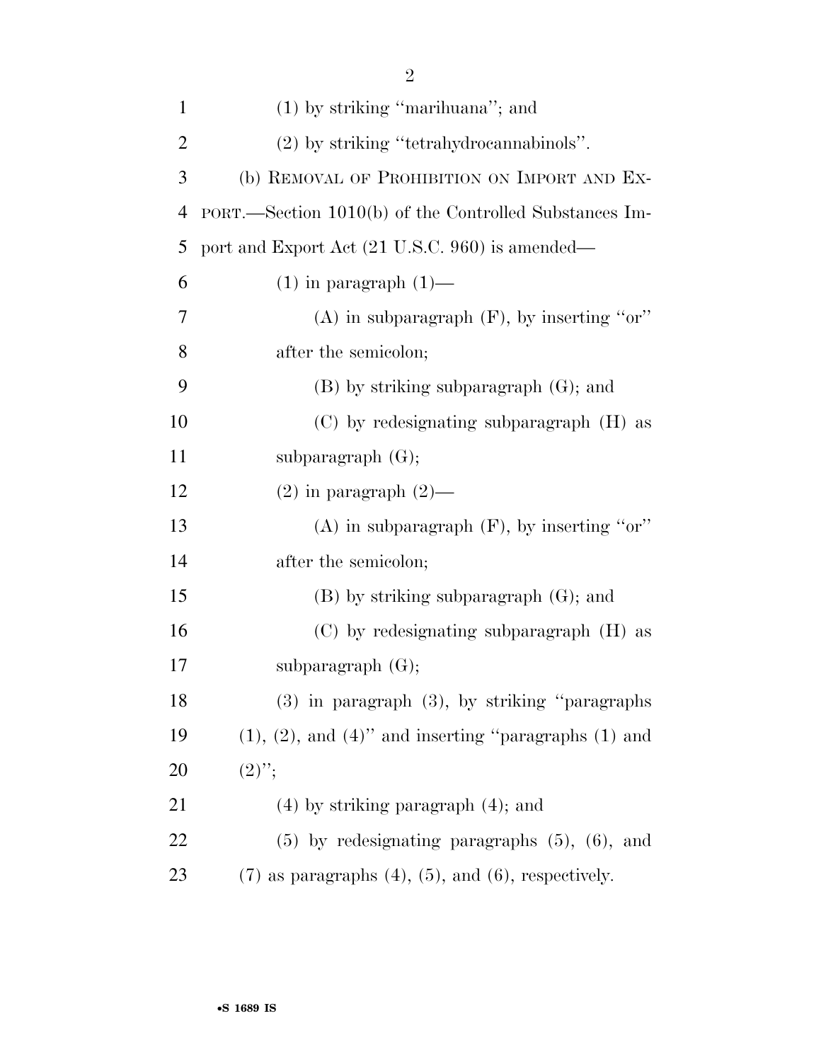(1) by striking "marihuana"; and

(2) by striking "tetrahydrocannabinols".

(b) REMOVAL OF PROHIBITION ON IMPORT AND EXPORT.—Section 1010(b) of the Controlled Substances Import and Export Act (21 U.S.C. 960) is amended—

(1) in paragraph (1)—

(A) in subparagraph (F), by inserting "or" after the semicolon;

(B) by striking subparagraph (G); and

(C) by redesignating subparagraph (H) as subparagraph (G);

(2) in paragraph (2)—

(A) in subparagraph (F), by inserting "or" after the semicolon;

(B) by striking subparagraph (G); and

(C) by redesignating subparagraph (H) as subparagraph (G);

(3) in paragraph (3), by striking "paragraphs (1), (2), and (4)" and inserting "paragraphs (1) and (2)";

(4) by striking paragraph (4); and

(5) by redesignating paragraphs (5), (6), and (7) as paragraphs (4), (5), and (6), respectively.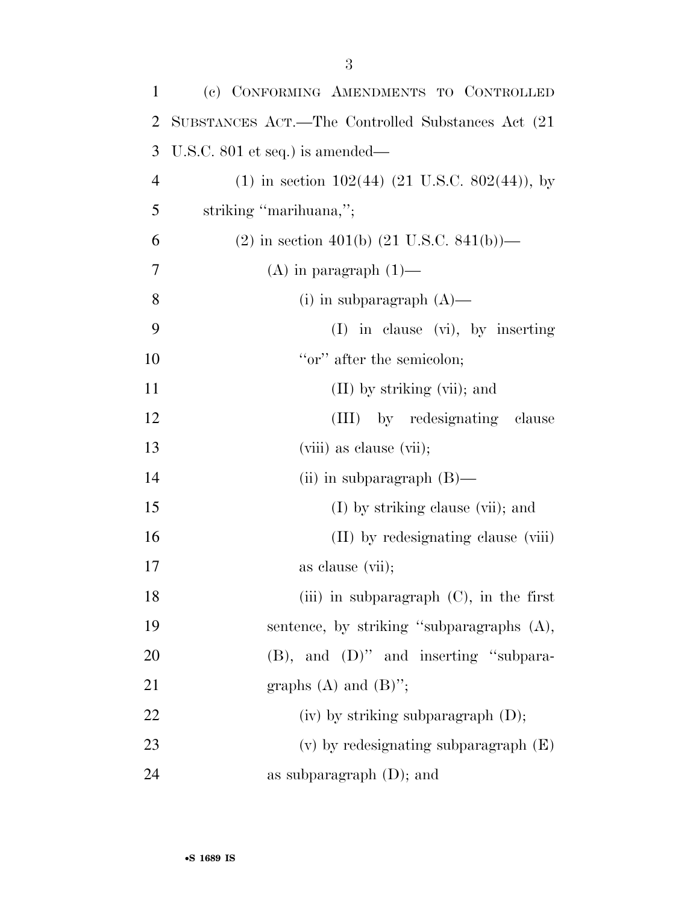(c) CONFORMING AMENDMENTS TO CONTROLLED SUBSTANCES ACT.—The Controlled Substances Act (21 U.S.C. 801 et seq.) is amended—

(1) in section 102(44) (21 U.S.C. 802(44)), by striking "marihuana,";

(2) in section 401(b) (21 U.S.C. 841(b))—

(A) in paragraph (1)—

(i) in subparagraph (A)—

(I) in clause (vi), by inserting "or" after the semicolon;

(II) by striking (vii); and

(III) by redesignating clause (viii) as clause (vii);

(ii) in subparagraph (B)—

(I) by striking clause (vii); and

(II) by redesignating clause (viii) as clause (vii);

(iii) in subparagraph (C), in the first sentence, by striking "subparagraphs (A), (B), and (D)" and inserting "subparagraphs (A) and (B)";

(iv) by striking subparagraph (D);

(v) by redesignating subparagraph (E) as subparagraph (D); and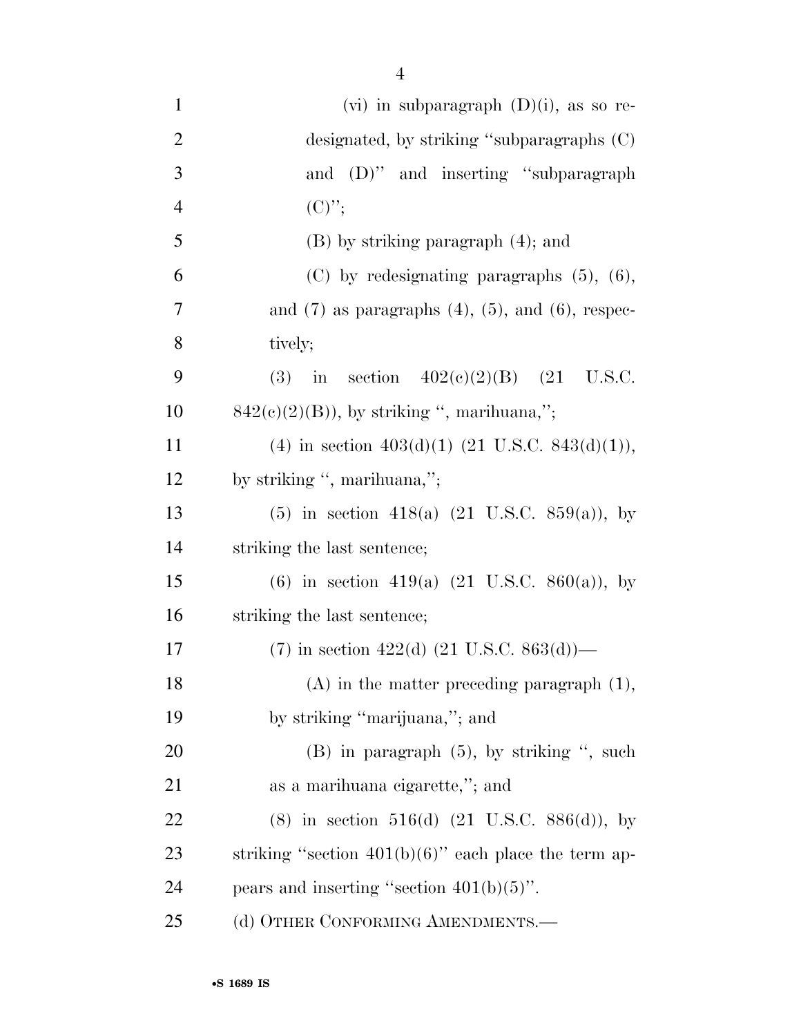(vi) in subparagraph (D)(i), as so redesignated, by striking "subparagraphs (C) and (D)" and inserting "subparagraph (C)";

(B) by striking paragraph (4); and

(C) by redesignating paragraphs (5), (6), and (7) as paragraphs (4), (5), and (6), respectively;

(3) in section 402(c)(2)(B) (21 U.S.C. 842(c)(2)(B)), by striking ", marihuana,";

(4) in section 403(d)(1) (21 U.S.C. 843(d)(1)), by striking ", marihuana,";

(5) in section 418(a) (21 U.S.C. 859(a)), by striking the last sentence;

(6) in section 419(a) (21 U.S.C. 860(a)), by striking the last sentence;

(7) in section 422(d) (21 U.S.C. 863(d))—

(A) in the matter preceding paragraph (1), by striking "marijuana,"; and

(B) in paragraph (5), by striking ", such as a marihuana cigarette,"; and

(8) in section 516(d) (21 U.S.C. 886(d)), by striking "section 401(b)(6)" each place the term appears and inserting "section 401(b)(5)".

(d) OTHER CONFORMING AMENDMENTS.—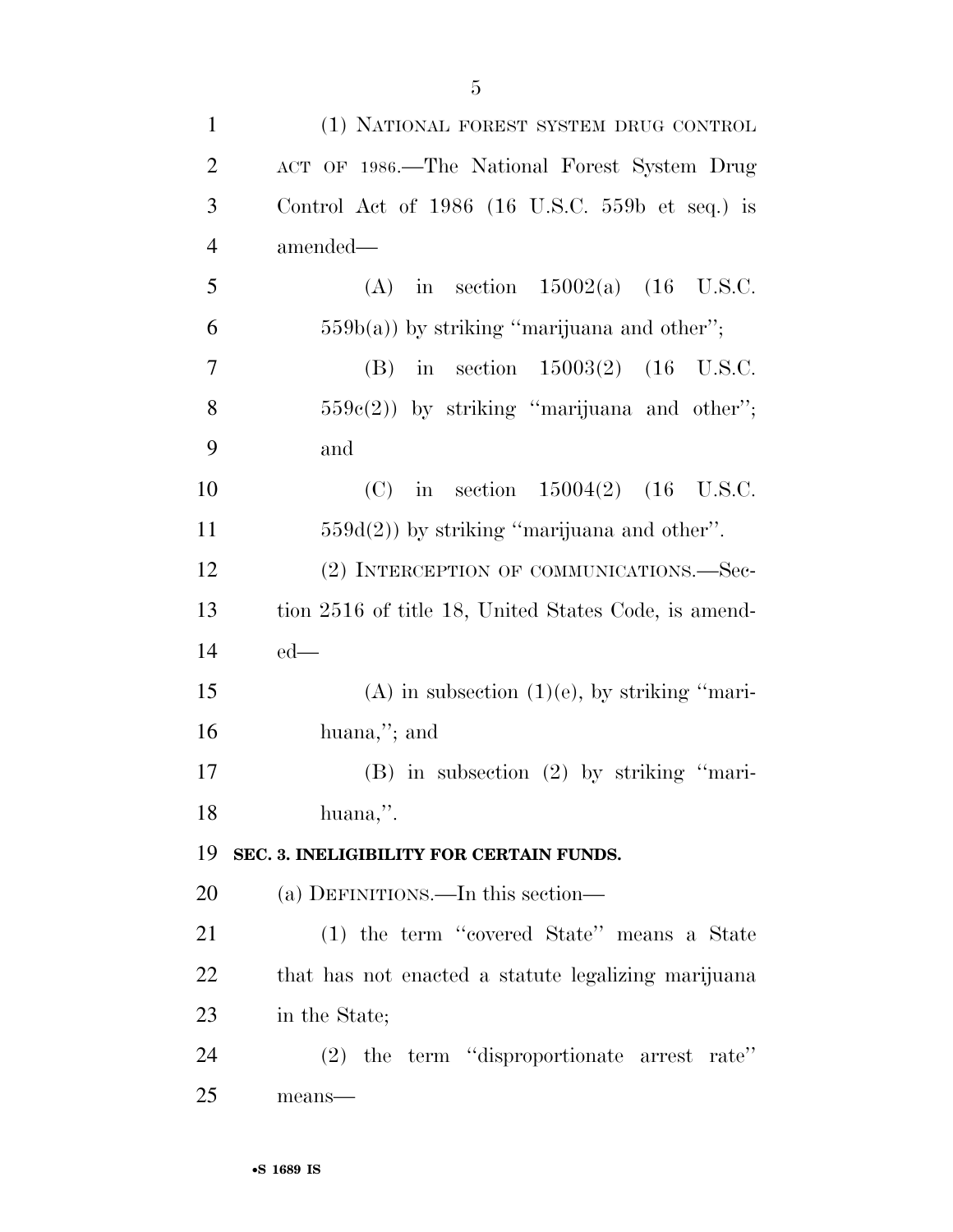(1) NATIONAL FOREST SYSTEM DRUG CONTROL ACT OF 1986.—The National Forest System Drug Control Act of 1986 (16 U.S.C. 559b et seq.) is amended—

(A) in section 15002(a) (16 U.S.C. 559b(a)) by striking ''marijuana and other'';

(B) in section 15003(2) (16 U.S.C. 559c(2)) by striking ''marijuana and other''; and

(C) in section 15004(2) (16 U.S.C. 559d(2)) by striking ''marijuana and other''.

(2) INTERCEPTION OF COMMUNICATIONS.—Section 2516 of title 18, United States Code, is amended—

(A) in subsection (1)(e), by striking ''marihuana,''; and

(B) in subsection (2) by striking ''marihuana,''.

**SEC. 3. INELIGIBILITY FOR CERTAIN FUNDS.**

(a) DEFINITIONS.—In this section—

(1) the term ''covered State'' means a State that has not enacted a statute legalizing marijuana in the State;

(2) the term ''disproportionate arrest rate'' means—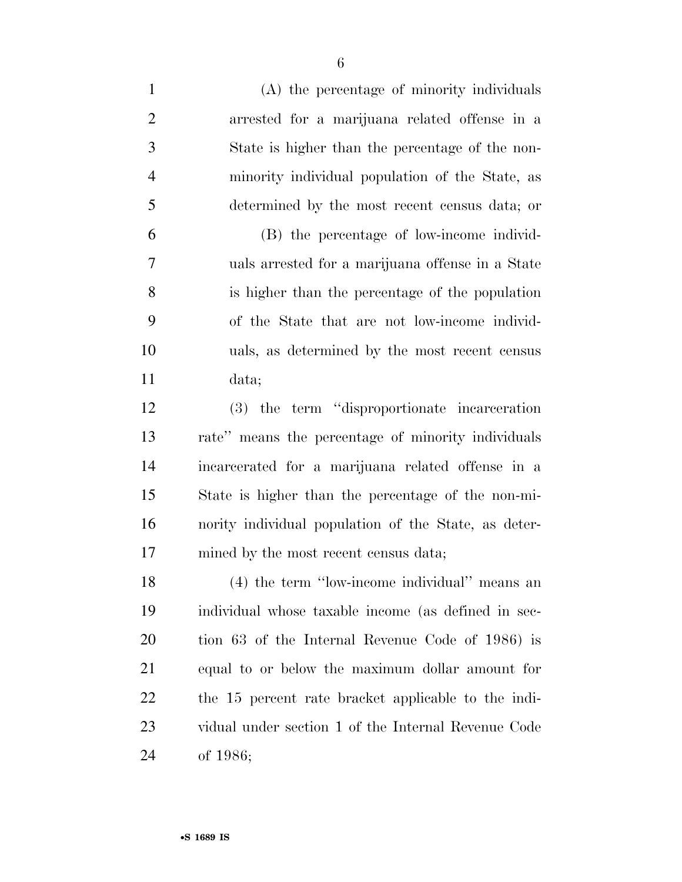(A) the percentage of minority individuals arrested for a marijuana related offense in a State is higher than the percentage of the non-minority individual population of the State, as determined by the most recent census data; or

(B) the percentage of low-income individuals arrested for a marijuana offense in a State is higher than the percentage of the population of the State that are not low-income individuals, as determined by the most recent census data;

(3) the term ''disproportionate incarceration rate'' means the percentage of minority individuals incarcerated for a marijuana related offense in a State is higher than the percentage of the non-minority individual population of the State, as determined by the most recent census data;

(4) the term ''low-income individual'' means an individual whose taxable income (as defined in section 63 of the Internal Revenue Code of 1986) is equal to or below the maximum dollar amount for the 15 percent rate bracket applicable to the individual under section 1 of the Internal Revenue Code of 1986;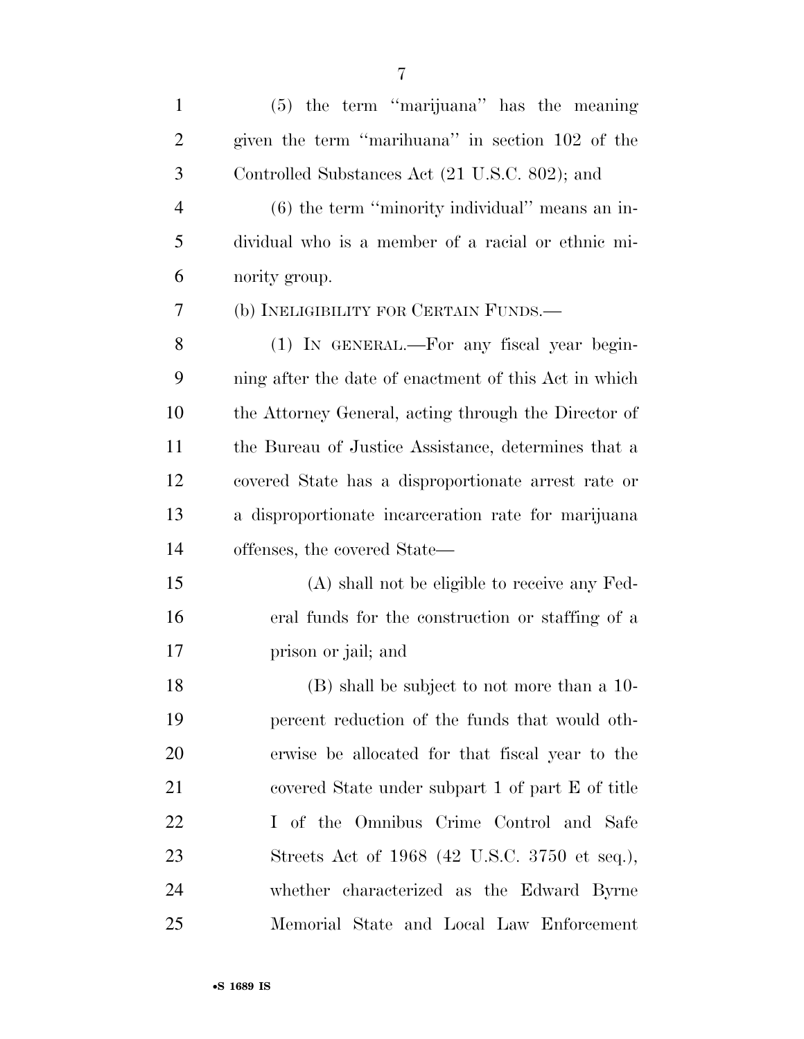(5) the term ''marijuana'' has the meaning given the term ''marihuana'' in section 102 of the Controlled Substances Act (21 U.S.C. 802); and

(6) the term ''minority individual'' means an individual who is a member of a racial or ethnic minority group.

(b) INELIGIBILITY FOR CERTAIN FUNDS.—

(1) IN GENERAL.—For any fiscal year beginning after the date of enactment of this Act in which the Attorney General, acting through the Director of the Bureau of Justice Assistance, determines that a covered State has a disproportionate arrest rate or a disproportionate incarceration rate for marijuana offenses, the covered State—

(A) shall not be eligible to receive any Federal funds for the construction or staffing of a prison or jail; and

(B) shall be subject to not more than a 10-percent reduction of the funds that would otherwise be allocated for that fiscal year to the covered State under subpart 1 of part E of title I of the Omnibus Crime Control and Safe Streets Act of 1968 (42 U.S.C. 3750 et seq.), whether characterized as the Edward Byrne Memorial State and Local Law Enforcement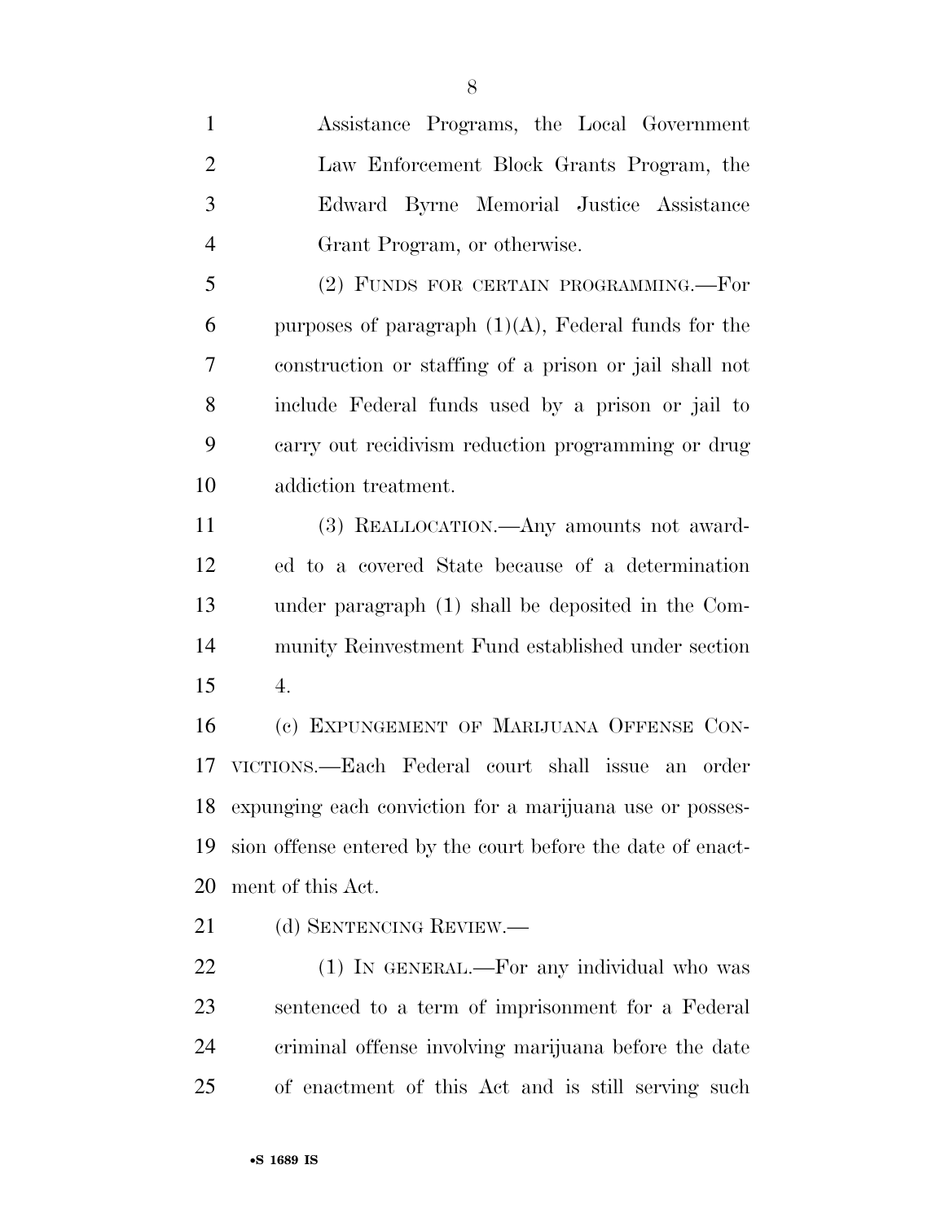Assistance Programs, the Local Government Law Enforcement Block Grants Program, the Edward Byrne Memorial Justice Assistance Grant Program, or otherwise.

(2) FUNDS FOR CERTAIN PROGRAMMING.—For purposes of paragraph (1)(A), Federal funds for the construction or staffing of a prison or jail shall not include Federal funds used by a prison or jail to carry out recidivism reduction programming or drug addiction treatment.

(3) REALLOCATION.—Any amounts not awarded to a covered State because of a determination under paragraph (1) shall be deposited in the Community Reinvestment Fund established under section 4.

(c) EXPUNGEMENT OF MARIJUANA OFFENSE CONVICTIONS.—Each Federal court shall issue an order expunging each conviction for a marijuana use or possession offense entered by the court before the date of enactment of this Act.

(d) SENTENCING REVIEW.—

(1) IN GENERAL.—For any individual who was sentenced to a term of imprisonment for a Federal criminal offense involving marijuana before the date of enactment of this Act and is still serving such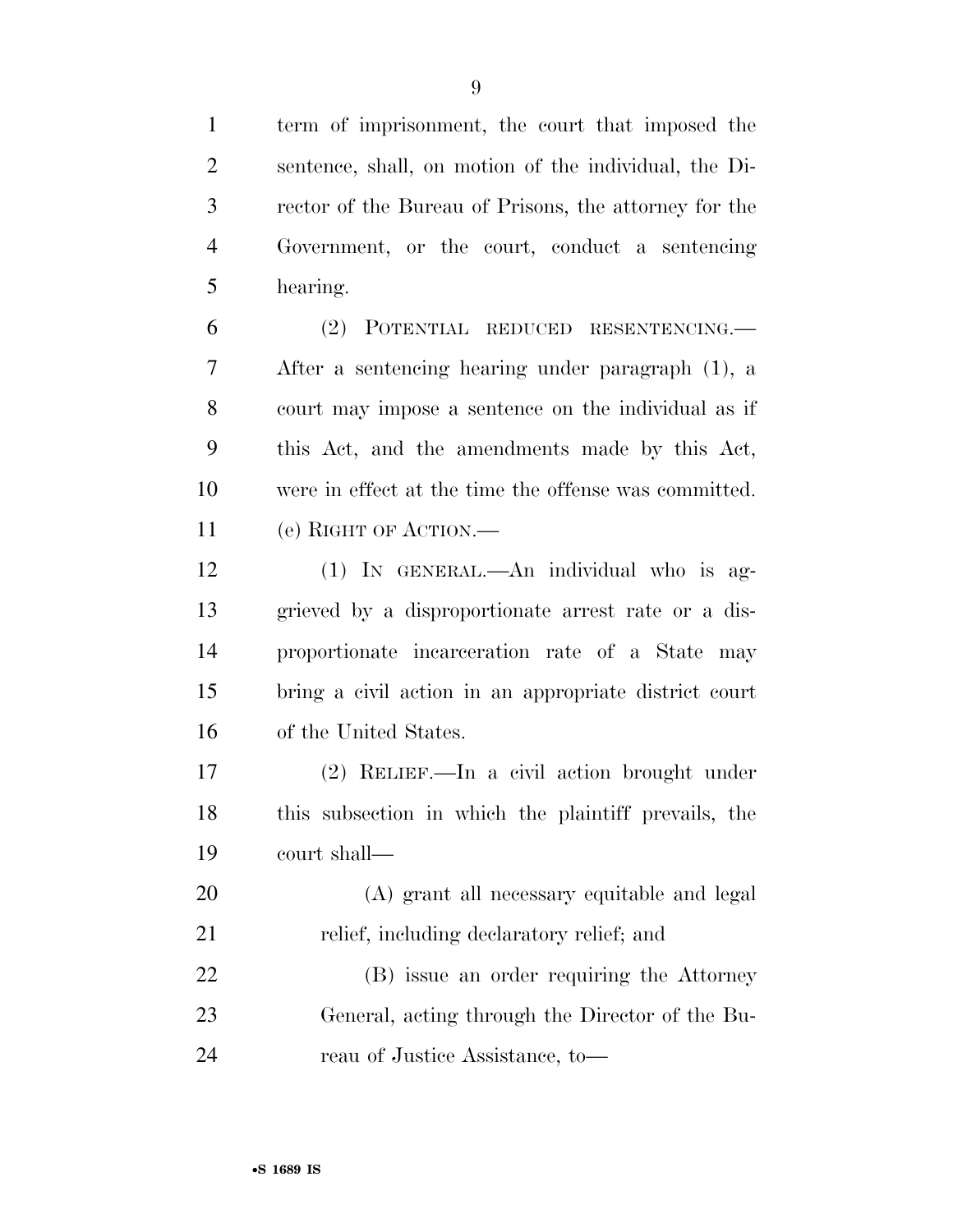term of imprisonment, the court that imposed the sentence, shall, on motion of the individual, the Director of the Bureau of Prisons, the attorney for the Government, or the court, conduct a sentencing hearing.

(2) POTENTIAL REDUCED RESENTENCING.—After a sentencing hearing under paragraph (1), a court may impose a sentence on the individual as if this Act, and the amendments made by this Act, were in effect at the time the offense was committed.

(e) RIGHT OF ACTION.—

(1) IN GENERAL.—An individual who is aggrieved by a disproportionate arrest rate or a disproportionate incarceration rate of a State may bring a civil action in an appropriate district court of the United States.

(2) RELIEF.—In a civil action brought under this subsection in which the plaintiff prevails, the court shall—

(A) grant all necessary equitable and legal relief, including declaratory relief; and

(B) issue an order requiring the Attorney General, acting through the Director of the Bureau of Justice Assistance, to—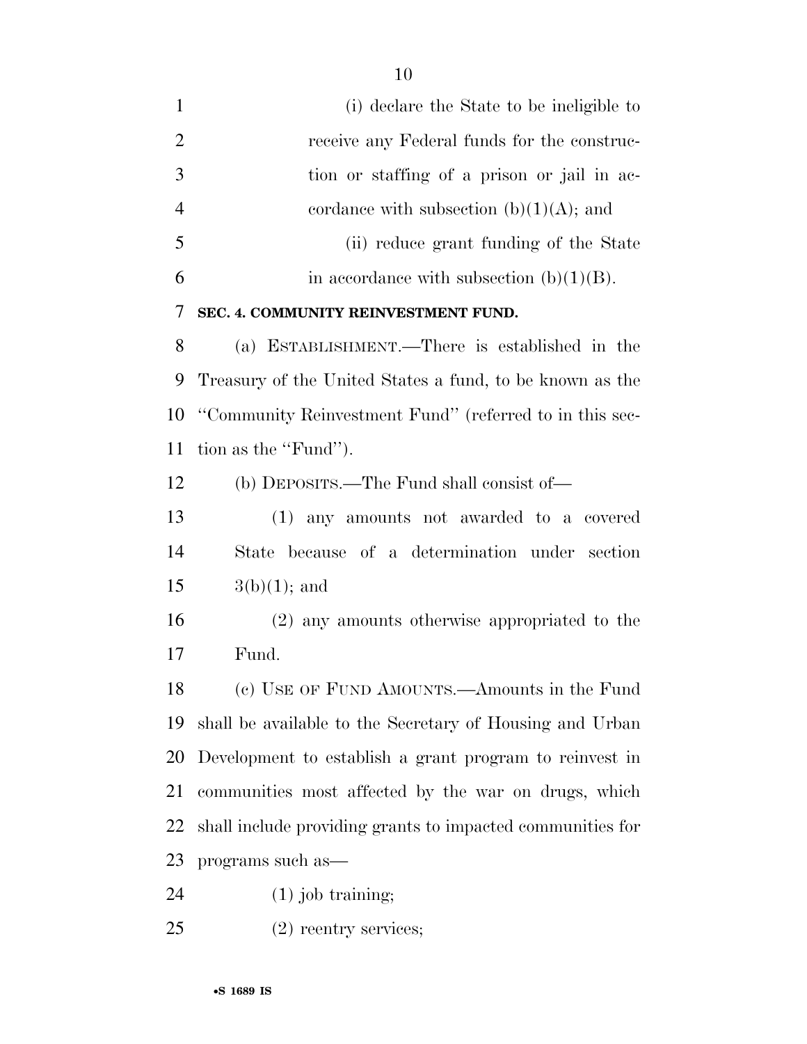(i) declare the State to be ineligible to receive any Federal funds for the construction or staffing of a prison or jail in accordance with subsection (b)(1)(A); and

(ii) reduce grant funding of the State in accordance with subsection (b)(1)(B).

**SEC. 4. COMMUNITY REINVESTMENT FUND.**

(a) ESTABLISHMENT.—There is established in the Treasury of the United States a fund, to be known as the ''Community Reinvestment Fund'' (referred to in this section as the ''Fund'').

(b) DEPOSITS.—The Fund shall consist of—

(1) any amounts not awarded to a covered State because of a determination under section 3(b)(1); and

(2) any amounts otherwise appropriated to the Fund.

(c) USE OF FUND AMOUNTS.—Amounts in the Fund shall be available to the Secretary of Housing and Urban Development to establish a grant program to reinvest in communities most affected by the war on drugs, which shall include providing grants to impacted communities for programs such as—

(1) job training;

(2) reentry services;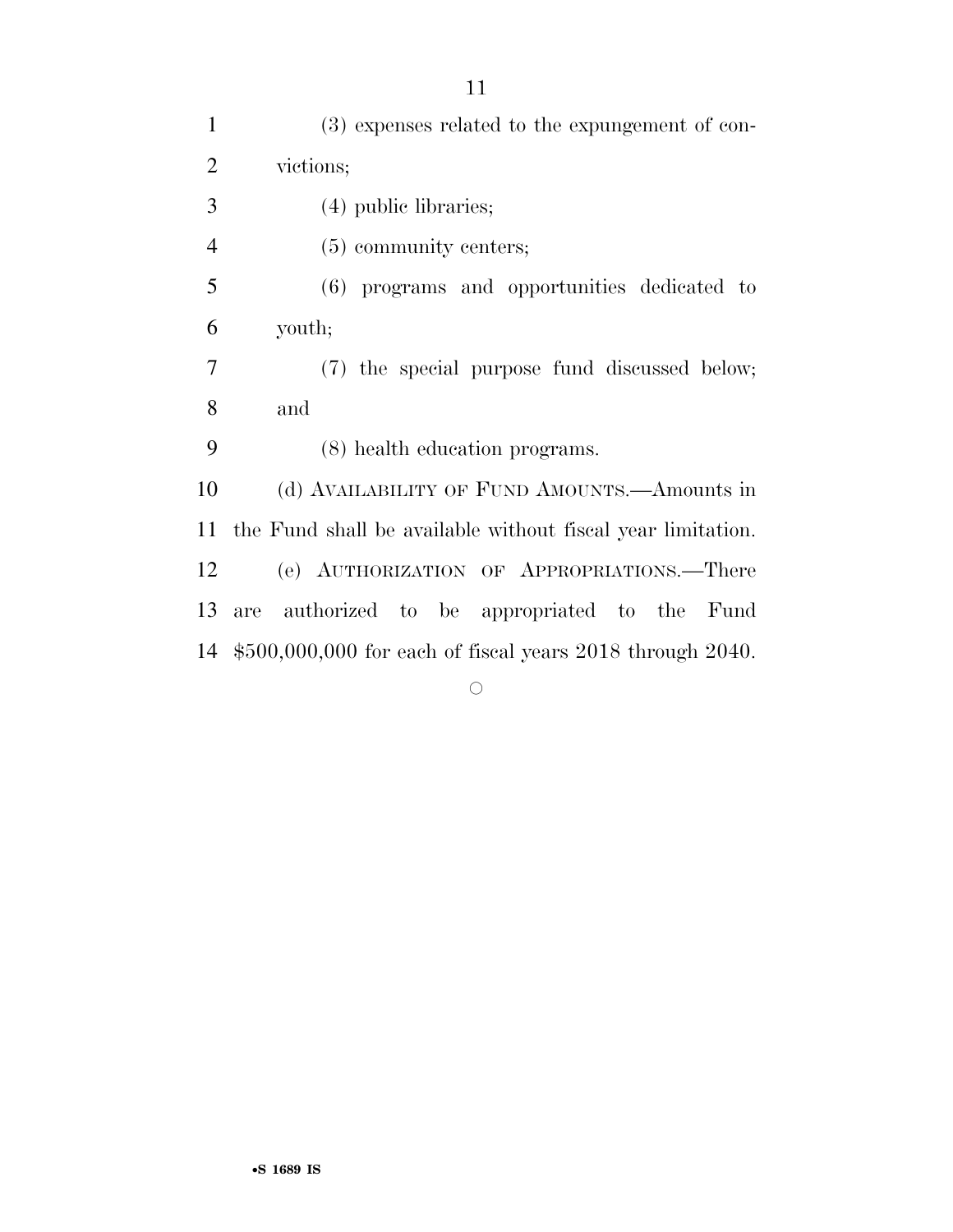(3) expenses related to the expungement of convictions;

(4) public libraries;

(5) community centers;

(6) programs and opportunities dedicated to youth;

(7) the special purpose fund discussed below; and

(8) health education programs.

(d) AVAILABILITY OF FUND AMOUNTS.—Amounts in the Fund shall be available without fiscal year limitation.

(e) AUTHORIZATION OF APPROPRIATIONS.—There are authorized to be appropriated to the Fund $500,000,000 for each of fiscal years 2018 through 2040.

○